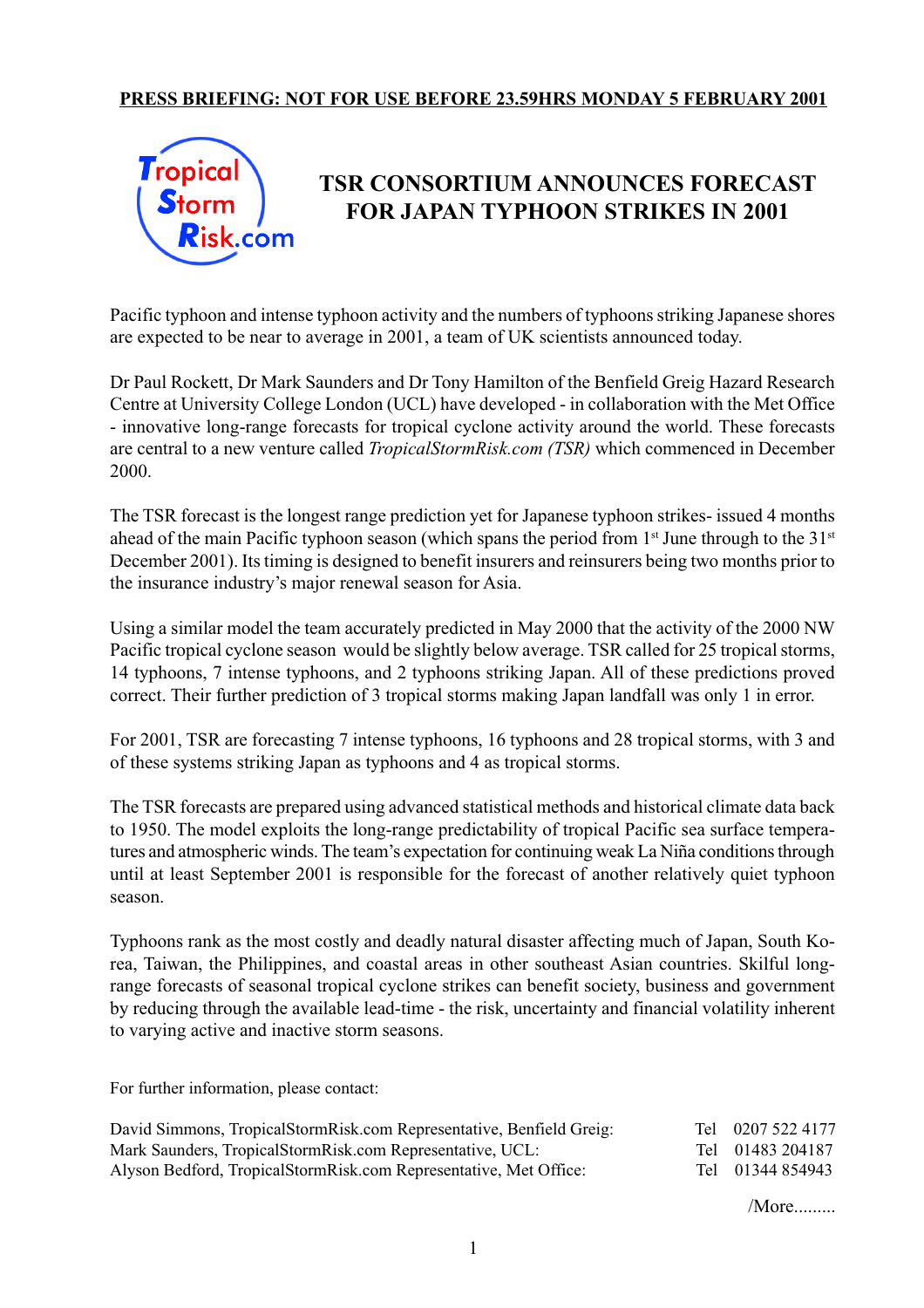**PRESS BRIEFING: NOT FOR USE BEFORE 23.59HRS MONDAY 5 FEBRUARY 2001**

Tropical Storm Risk.com

# TSR CONSORTIUM ANNOUNCES FORECAST FOR JAPAN TYPHOON STRIKES IN 2001

Pacific typhoon and intense typhoon activity and the numbers of typhoons striking Japanese shores are expected to be near to average in 2001, a team of UK scientists announced today.

Dr Paul Rockett, Dr Mark Saunders and Dr Tony Hamilton of the Benfield Greig Hazard Research Centre at University College London (UCL) have developed - in collaboration with the Met Office - innovative long-range forecasts for tropical cyclone activity around the world. These forecasts are central to a new venture called *TropicalStormRisk.com (TSR)* which commenced in December 2000.

The TSR forecast is the longest range prediction yet for Japanese typhoon strikes- issued 4 months ahead of the main Pacific typhoon season (which spans the period from 1st June through to the 31st December 2001). Its timing is designed to benefit insurers and reinsurers being two months prior to the insurance industry's major renewal season for Asia.

Using a similar model the team accurately predicted in May 2000 that the activity of the 2000 NW Pacific tropical cyclone season would be slightly below average. TSR called for 25 tropical storms, 14 typhoons, 7 intense typhoons, and 2 typhoons striking Japan. All of these predictions proved correct. Their further prediction of 3 tropical storms making Japan landfall was only 1 in error.

For 2001, TSR are forecasting 7 intense typhoons, 16 typhoons and 28 tropical storms, with 3 and of these systems striking Japan as typhoons and 4 as tropical storms.

The TSR forecasts are prepared using advanced statistical methods and historical climate data back to 1950. The model exploits the long-range predictability of tropical Pacific sea surface temperatures and atmospheric winds. The team's expectation for continuing weak La Niña conditions through until at least September 2001 is responsible for the forecast of another relatively quiet typhoon season.

Typhoons rank as the most costly and deadly natural disaster affecting much of Japan, South Korea, Taiwan, the Philippines, and coastal areas in other southeast Asian countries. Skilful long-range forecasts of seasonal tropical cyclone strikes can benefit society, business and government by reducing through the available lead-time - the risk, uncertainty and financial volatility inherent to varying active and inactive storm seasons.

For further information, please contact:

| | |
|---|---|
| David Simmons, TropicalStormRisk.com Representative, Benfield Greig: | Tel 0207 522 4177 |
| Mark Saunders, TropicalStormRisk.com Representative, UCL: | Tel 01483 204187 |
| Alyson Bedford, TropicalStormRisk.com Representative, Met Office: | Tel 01344 854943 |

/More.........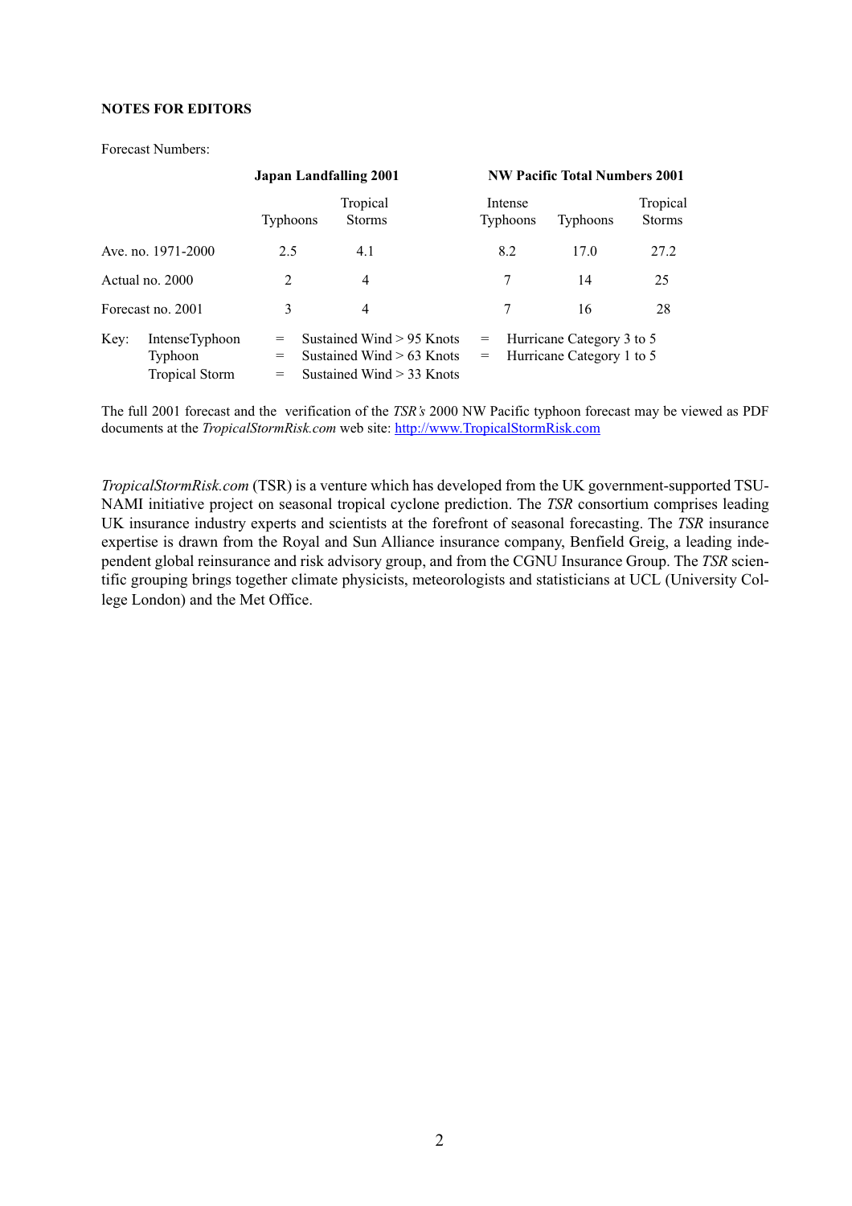**NOTES FOR EDITORS**

Forecast Numbers:

| | Japan Landfalling 2001 | | NW Pacific Total Numbers 2001 | | |
|---|---|---|---|---|---|
| | Typhoons | Tropical Storms | Intense Typhoons | Typhoons | Tropical Storms |
| Ave. no. 1971-2000 | 2.5 | 4.1 | 8.2 | 17.0 | 27.2 |
| Actual no. 2000 | 2 | 4 | 7 | 14 | 25 |
| Forecast no. 2001 | 3 | 4 | 7 | 16 | 28 |

Key:

| | | | |
|---|---|---|---|
| IntenseTyphoon | = Sustained Wind > 95 Knots | = | Hurricane Category 3 to 5 |
| Typhoon | = Sustained Wind > 63 Knots | = | Hurricane Category 1 to 5 |
| Tropical Storm | = Sustained Wind > 33 Knots | | |

The full 2001 forecast and the verification of the *TSR's* 2000 NW Pacific typhoon forecast may be viewed as PDF documents at the *TropicalStormRisk.com* web site: http://www.TropicalStormRisk.com

*TropicalStormRisk.com* (TSR) is a venture which has developed from the UK government-supported TSUNAMI initiative project on seasonal tropical cyclone prediction. The *TSR* consortium comprises leading UK insurance industry experts and scientists at the forefront of seasonal forecasting. The *TSR* insurance expertise is drawn from the Royal and Sun Alliance insurance company, Benfield Greig, a leading independent global reinsurance and risk advisory group, and from the CGNU Insurance Group. The *TSR* scientific grouping brings together climate physicists, meteorologists and statisticians at UCL (University College London) and the Met Office.